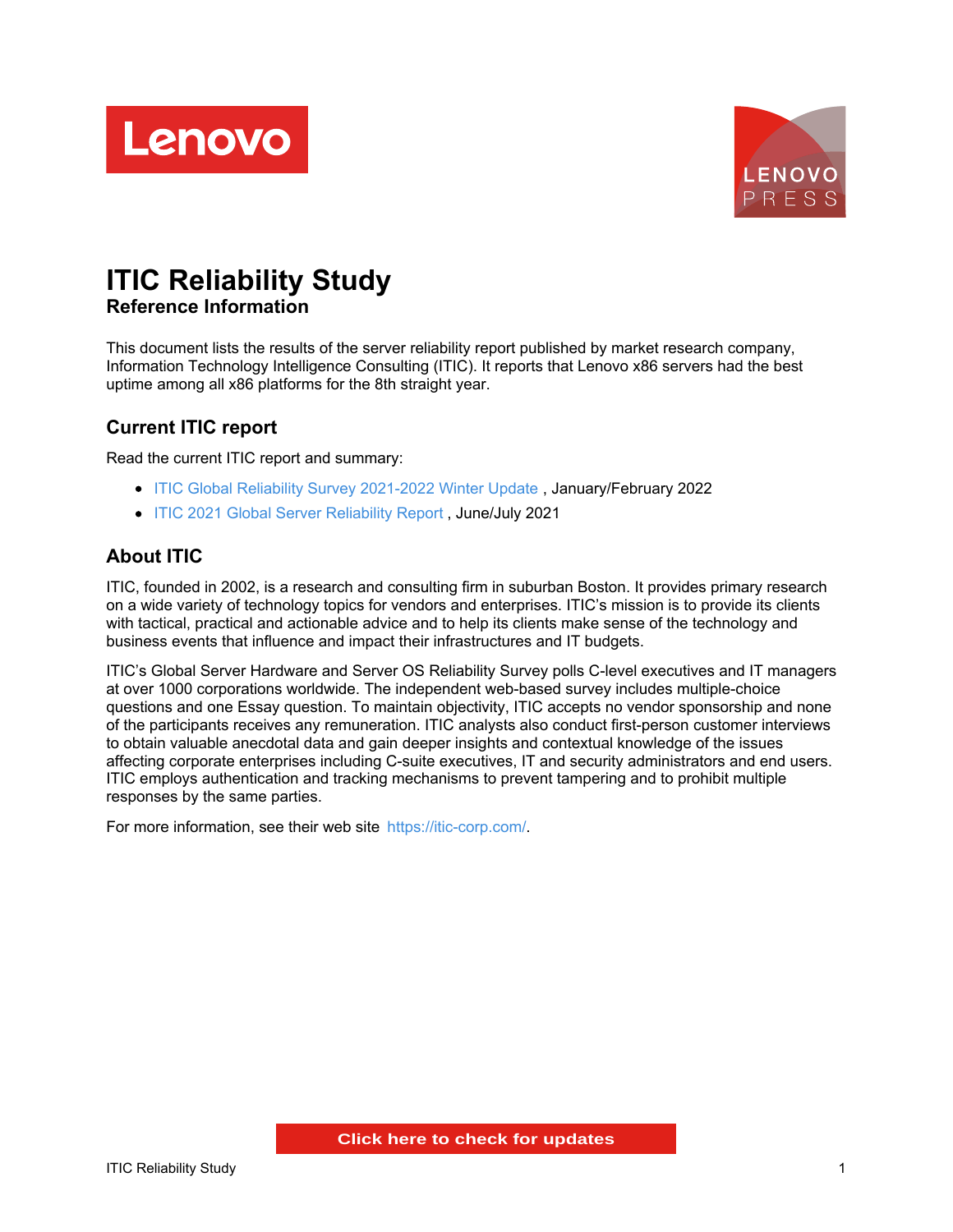# ITIC Reliability Study

**Reference Information**

This document lists the results of the server reliability report published by market research company, Information Technology Intelligence Consulting (ITIC). It reports that Lenovo x86 servers had the best uptime among all x86 platforms for the 8th straight year.

## Current ITIC report

Read the current ITIC report and summary:

- ITIC Global Reliability Survey 2021-2022 Winter Update , January/February 2022
- ITIC 2021 Global Server Reliability Report , June/July 2021

## About ITIC

ITIC, founded in 2002, is a research and consulting firm in suburban Boston. It provides primary research on a wide variety of technology topics for vendors and enterprises. ITIC's mission is to provide its clients with tactical, practical and actionable advice and to help its clients make sense of the technology and business events that influence and impact their infrastructures and IT budgets.

ITIC's Global Server Hardware and Server OS Reliability Survey polls C-level executives and IT managers at over 1000 corporations worldwide. The independent web-based survey includes multiple-choice questions and one Essay question. To maintain objectivity, ITIC accepts no vendor sponsorship and none of the participants receives any remuneration. ITIC analysts also conduct first-person customer interviews to obtain valuable anecdotal data and gain deeper insights and contextual knowledge of the issues affecting corporate enterprises including C-suite executives, IT and security administrators and end users. ITIC employs authentication and tracking mechanisms to prevent tampering and to prohibit multiple responses by the same parties.

For more information, see their web site https://itic-corp.com/.

Click here to check for updates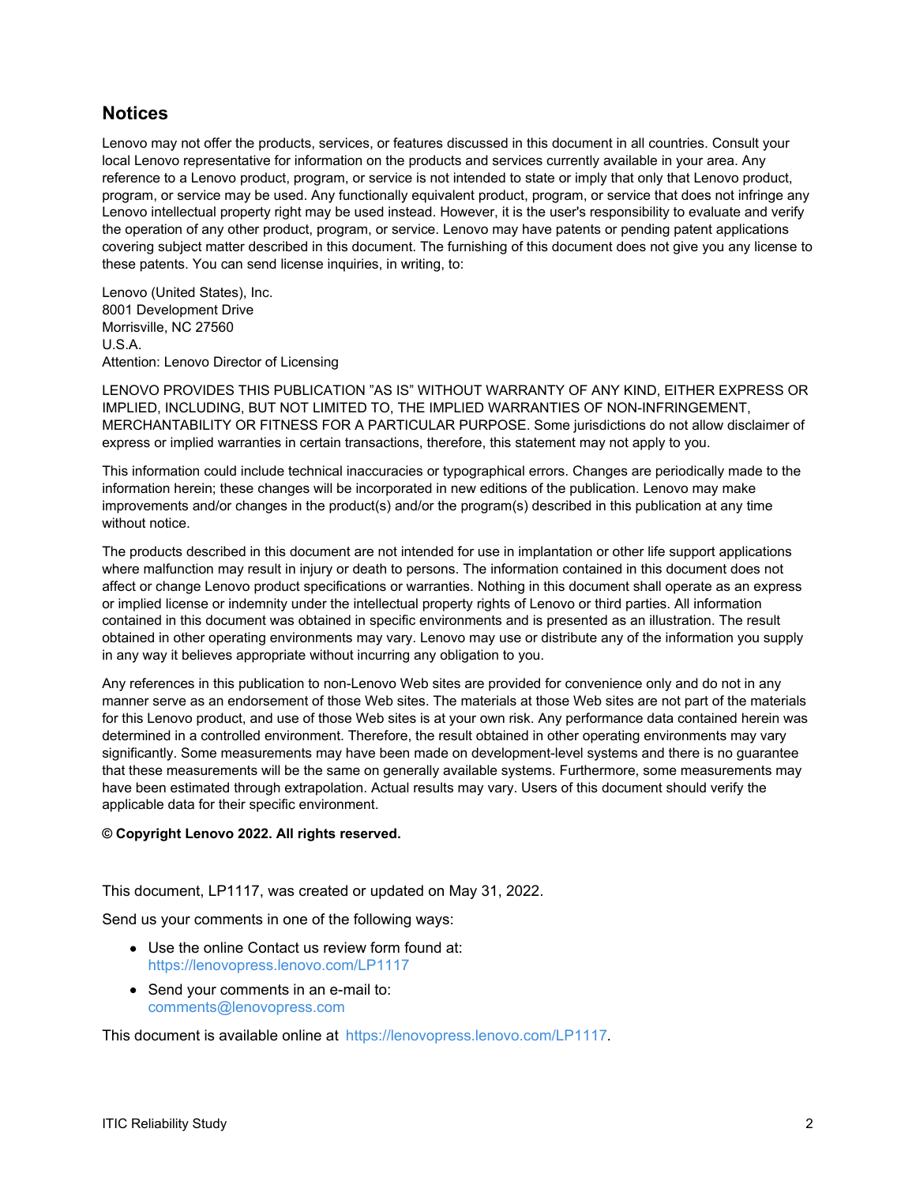## Notices

Lenovo may not offer the products, services, or features discussed in this document in all countries. Consult your local Lenovo representative for information on the products and services currently available in your area. Any reference to a Lenovo product, program, or service is not intended to state or imply that only that Lenovo product, program, or service may be used. Any functionally equivalent product, program, or service that does not infringe any Lenovo intellectual property right may be used instead. However, it is the user's responsibility to evaluate and verify the operation of any other product, program, or service. Lenovo may have patents or pending patent applications covering subject matter described in this document. The furnishing of this document does not give you any license to these patents. You can send license inquiries, in writing, to:

Lenovo (United States), Inc.
8001 Development Drive
Morrisville, NC 27560
U.S.A.
Attention: Lenovo Director of Licensing

LENOVO PROVIDES THIS PUBLICATION "AS IS" WITHOUT WARRANTY OF ANY KIND, EITHER EXPRESS OR IMPLIED, INCLUDING, BUT NOT LIMITED TO, THE IMPLIED WARRANTIES OF NON-INFRINGEMENT, MERCHANTABILITY OR FITNESS FOR A PARTICULAR PURPOSE. Some jurisdictions do not allow disclaimer of express or implied warranties in certain transactions, therefore, this statement may not apply to you.

This information could include technical inaccuracies or typographical errors. Changes are periodically made to the information herein; these changes will be incorporated in new editions of the publication. Lenovo may make improvements and/or changes in the product(s) and/or the program(s) described in this publication at any time without notice.

The products described in this document are not intended for use in implantation or other life support applications where malfunction may result in injury or death to persons. The information contained in this document does not affect or change Lenovo product specifications or warranties. Nothing in this document shall operate as an express or implied license or indemnity under the intellectual property rights of Lenovo or third parties. All information contained in this document was obtained in specific environments and is presented as an illustration. The result obtained in other operating environments may vary. Lenovo may use or distribute any of the information you supply in any way it believes appropriate without incurring any obligation to you.

Any references in this publication to non-Lenovo Web sites are provided for convenience only and do not in any manner serve as an endorsement of those Web sites. The materials at those Web sites are not part of the materials for this Lenovo product, and use of those Web sites is at your own risk. Any performance data contained herein was determined in a controlled environment. Therefore, the result obtained in other operating environments may vary significantly. Some measurements may have been made on development-level systems and there is no guarantee that these measurements will be the same on generally available systems. Furthermore, some measurements may have been estimated through extrapolation. Actual results may vary. Users of this document should verify the applicable data for their specific environment.

**© Copyright Lenovo 2022. All rights reserved.**

This document, LP1117, was created or updated on May 31, 2022.

Send us your comments in one of the following ways:

- Use the online Contact us review form found at:
  https://lenovopress.lenovo.com/LP1117
- Send your comments in an e-mail to:
  comments@lenovopress.com

This document is available online at https://lenovopress.lenovo.com/LP1117.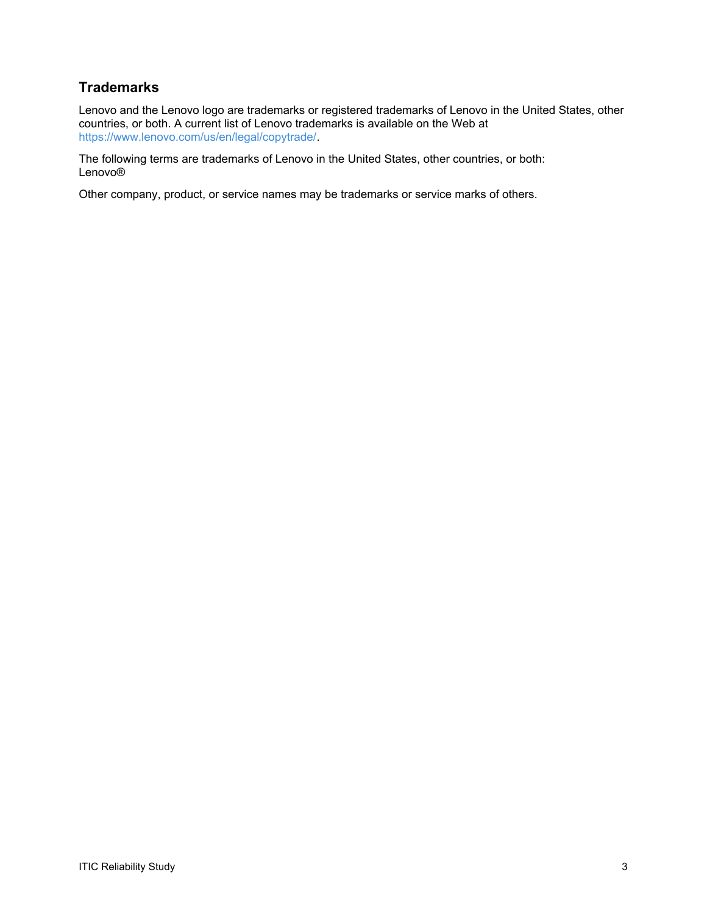## Trademarks

Lenovo and the Lenovo logo are trademarks or registered trademarks of Lenovo in the United States, other countries, or both. A current list of Lenovo trademarks is available on the Web at https://www.lenovo.com/us/en/legal/copytrade/.

The following terms are trademarks of Lenovo in the United States, other countries, or both:
Lenovo®

Other company, product, or service names may be trademarks or service marks of others.